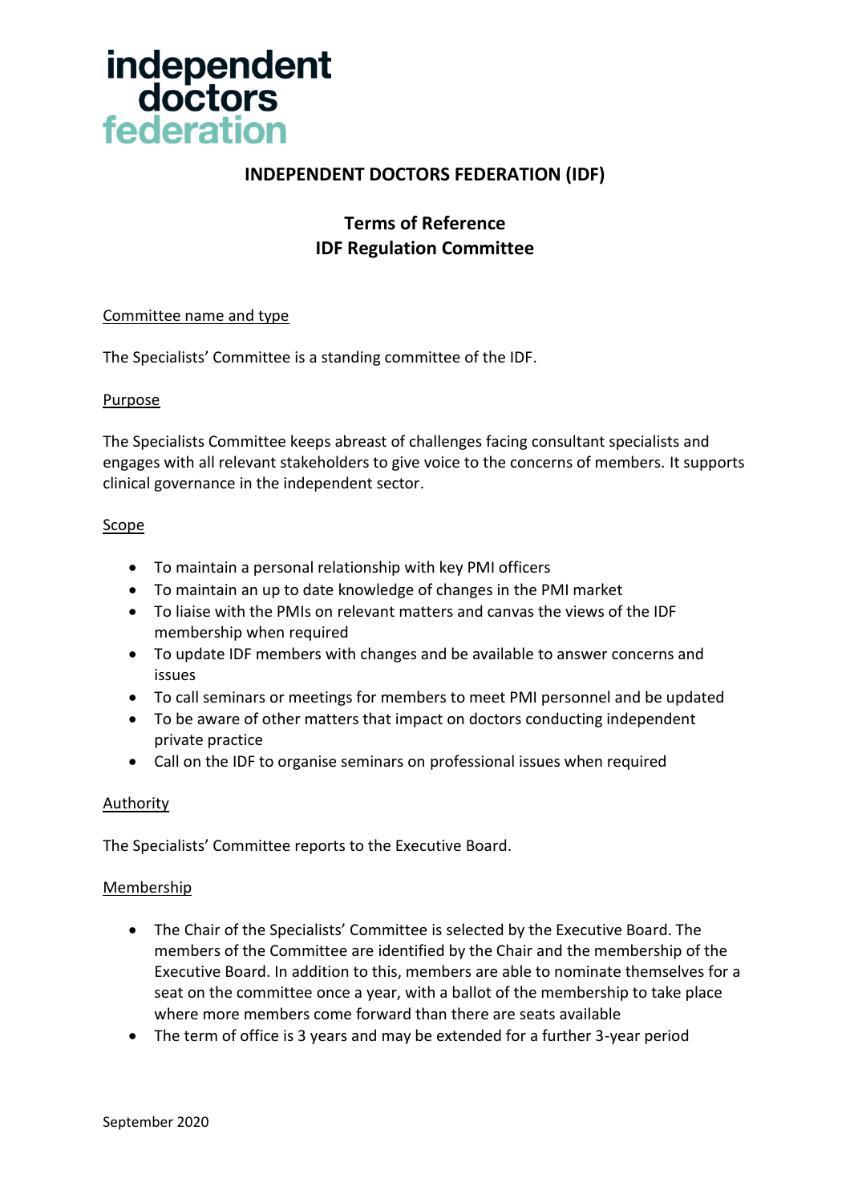independent doctors federation

# INDEPENDENT DOCTORS FEDERATION (IDF)

## Terms of Reference
## IDF Regulation Committee

### Committee name and type

The Specialists' Committee is a standing committee of the IDF.

### Purpose

The Specialists Committee keeps abreast of challenges facing consultant specialists and engages with all relevant stakeholders to give voice to the concerns of members. It supports clinical governance in the independent sector.

### Scope

- To maintain a personal relationship with key PMI officers
- To maintain an up to date knowledge of changes in the PMI market
- To liaise with the PMIs on relevant matters and canvas the views of the IDF membership when required
- To update IDF members with changes and be available to answer concerns and issues
- To call seminars or meetings for members to meet PMI personnel and be updated
- To be aware of other matters that impact on doctors conducting independent private practice
- Call on the IDF to organise seminars on professional issues when required

### Authority

The Specialists' Committee reports to the Executive Board.

### Membership

- The Chair of the Specialists' Committee is selected by the Executive Board. The members of the Committee are identified by the Chair and the membership of the Executive Board. In addition to this, members are able to nominate themselves for a seat on the committee once a year, with a ballot of the membership to take place where more members come forward than there are seats available
- The term of office is 3 years and may be extended for a further 3-year period

September 2020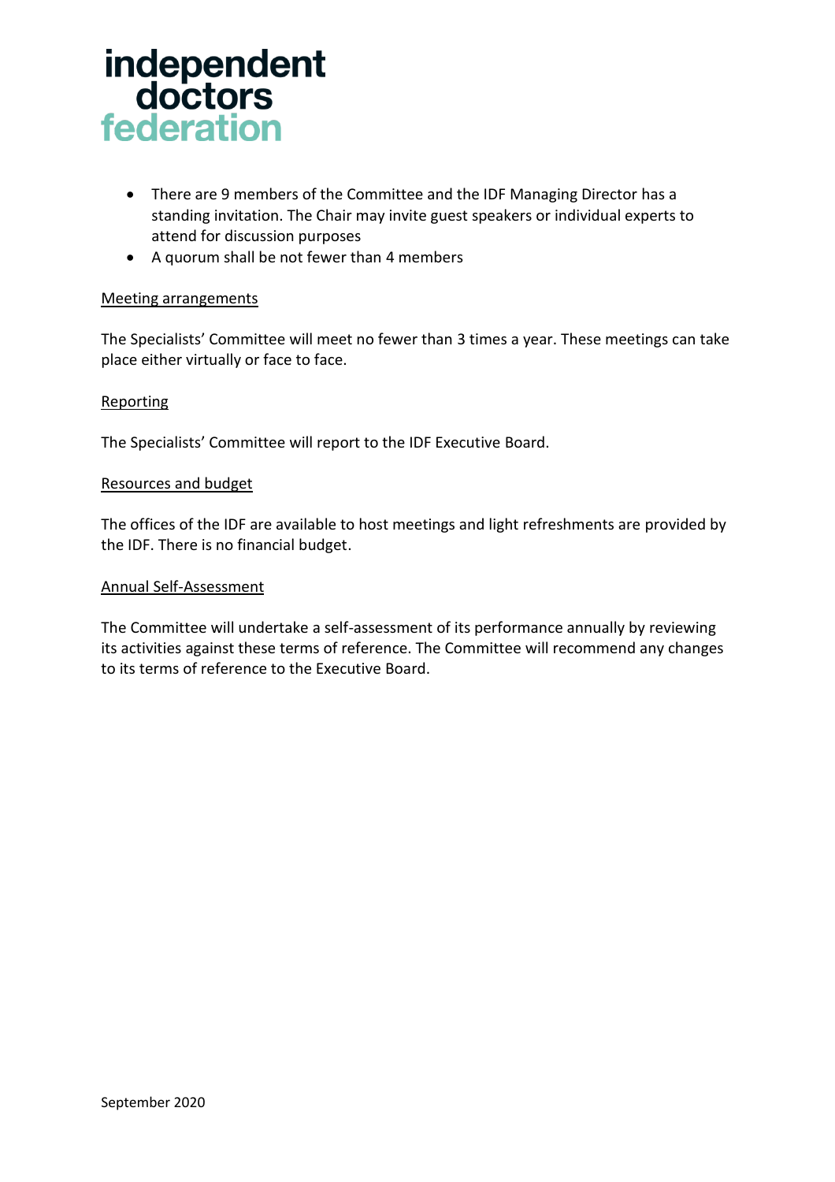- There are 9 members of the Committee and the IDF Managing Director has a standing invitation. The Chair may invite guest speakers or individual experts to attend for discussion purposes
- A quorum shall be not fewer than 4 members

Meeting arrangements

The Specialists' Committee will meet no fewer than 3 times a year. These meetings can take place either virtually or face to face.

Reporting

The Specialists' Committee will report to the IDF Executive Board.

Resources and budget

The offices of the IDF are available to host meetings and light refreshments are provided by the IDF. There is no financial budget.

Annual Self-Assessment

The Committee will undertake a self-assessment of its performance annually by reviewing its activities against these terms of reference. The Committee will recommend any changes to its terms of reference to the Executive Board.

September 2020